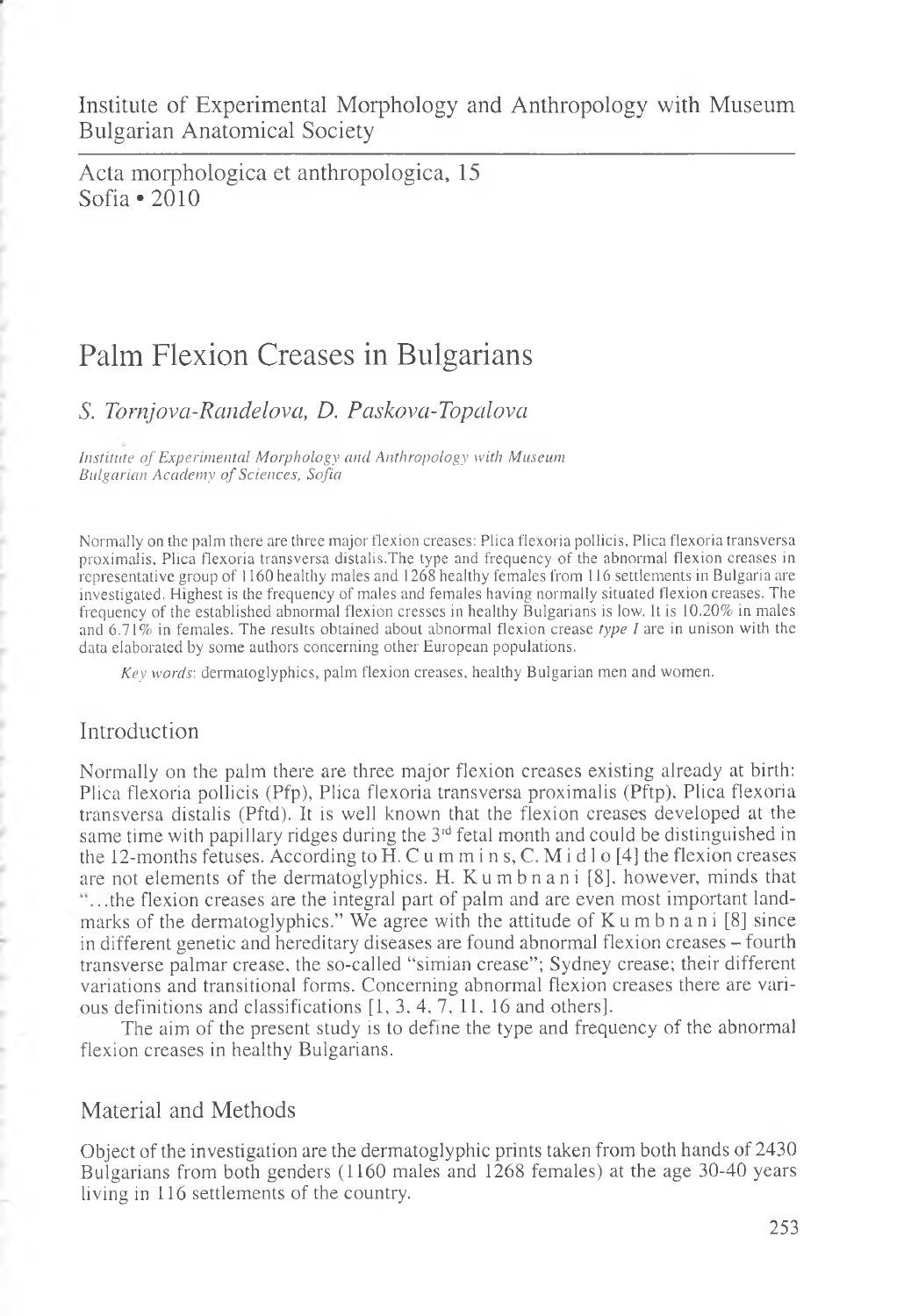Institute of Experimental Morphology and Anthropology with Museum
Bulgarian Anatomical Society

Acta morphologica et anthropologica, 15
Sofia • 2010

# Palm Flexion Creases in Bulgarians

*S. Tornjova-Randelova, D. Paskova-Topalova*

*Institute of Experimental Morphology and Anthropology with Museum Bulgarian Academy of Sciences, Sofia*

Normally on the palm there are three major flexion creases: Plica flexoria pollicis, Plica flexoria transversa proximalis, Plica flexoria transversa distalis.The type and frequency of the abnormal flexion creases in representative group of 1160 healthy males and 1268 healthy females from 116 settlements in Bulgaria are investigated. Highest is the frequency of males and females having normally situated flexion creases. The frequency of the established abnormal flexion cresses in healthy Bulgarians is low. It is 10.20% in males and 6.71% in females. The results obtained about abnormal flexion crease *type I* are in unison with the data elaborated by some authors concerning other European populations.

*Key words*: dermatoglyphics, palm flexion creases, healthy Bulgarian men and women.

## Introduction

Normally on the palm there are three major flexion creases existing already at birth: Plica flexoria pollicis (Pfp), Plica flexoria transversa proximalis (Pftp), Plica flexoria transversa distalis (Pftd). It is well known that the flexion creases developed at the same time with papillary ridges during the 3rd fetal month and could be distinguished in the 12-months fetuses. According to H. Cummins, C. Midlo [4] the flexion creases are not elements of the dermatoglyphics. H. Kumbnani [8], however, minds that "...the flexion creases are the integral part of palm and are even most important landmarks of the dermatoglyphics." We agree with the attitude of Kumbnani [8] since in different genetic and hereditary diseases are found abnormal flexion creases – fourth transverse palmar crease, the so-called "simian crease"; Sydney crease; their different variations and transitional forms. Concerning abnormal flexion creases there are various definitions and classifications [1, 3, 4, 7, 11, 16 and others].

The aim of the present study is to define the type and frequency of the abnormal flexion creases in healthy Bulgarians.

## Material and Methods

Object of the investigation are the dermatoglyphic prints taken from both hands of 2430 Bulgarians from both genders (1160 males and 1268 females) at the age 30-40 years living in 116 settlements of the country.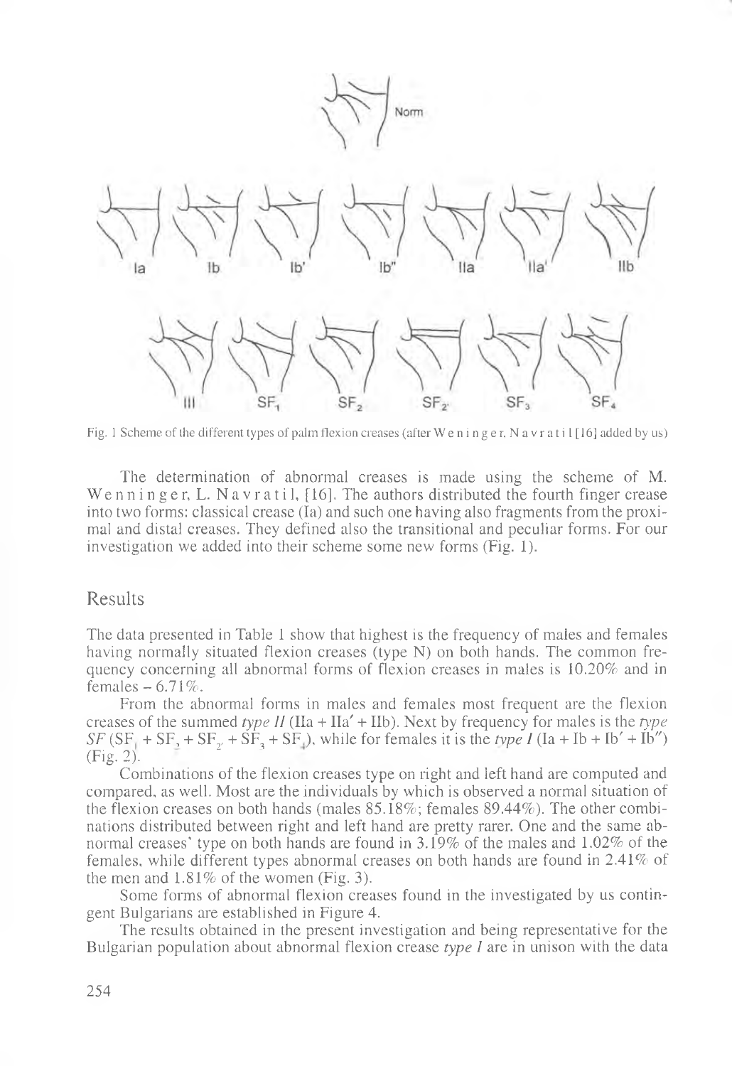Fig. 1 Scheme of the different types of palm flexion creases (after W e n i n g e r, N a v r a t i l [16] added by us)

The determination of abnormal creases is made using the scheme of M. W e n n i n g e r, L. N a v r a t i l, [16]. The authors distributed the fourth finger crease into two forms: classical crease (Ia) and such one having also fragments from the proximal and distal creases. They defined also the transitional and peculiar forms. For our investigation we added into their scheme some new forms (Fig. 1).

## Results

The data presented in Table 1 show that highest is the frequency of males and females having normally situated flexion creases (type N) on both hands. The common frequency concerning all abnormal forms of flexion creases in males is 10.20% and in females – 6.71%.

From the abnormal forms in males and females most frequent are the flexion creases of the summed *type II* (IIa + IIa′ + IIb). Next by frequency for males is the *type SF* ($SF_1 + SF_2 + SF_{2'} + SF_3 + SF_4$), while for females it is the *type I* (Ia + Ib + Ib′ + Ib″) (Fig. 2).

Combinations of the flexion creases type on right and left hand are computed and compared, as well. Most are the individuals by which is observed a normal situation of the flexion creases on both hands (males 85.18%; females 89.44%). The other combinations distributed between right and left hand are pretty rarer. One and the same abnormal creases' type on both hands are found in 3.19% of the males and 1.02% of the females, while different types abnormal creases on both hands are found in 2.41% of the men and 1.81% of the women (Fig. 3).

Some forms of abnormal flexion creases found in the investigated by us contingent Bulgarians are established in Figure 4.

The results obtained in the present investigation and being representative for the Bulgarian population about abnormal flexion crease *type I* are in unison with the data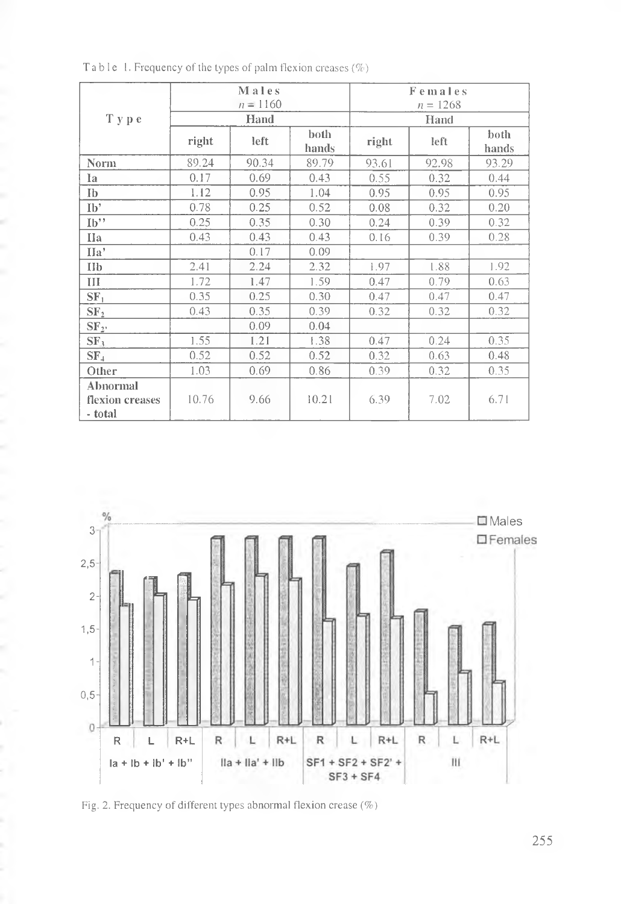Table 1. Frequency of the types of palm flexion creases (%)

| Type | Males $n = 1160$ | | | Females $n = 1268$ | | |
|---|---|---|---|---|---|---|
| | Hand | | | Hand | | |
| | right | left | both hands | right | left | both hands |
| Norm | 89.24 | 90.34 | 89.79 | 93.61 | 92.98 | 93.29 |
| Ia | 0.17 | 0.69 | 0.43 | 0.55 | 0.32 | 0.44 |
| Ib | 1.12 | 0.95 | 1.04 | 0.95 | 0.95 | 0.95 |
| Ib' | 0.78 | 0.25 | 0.52 | 0.08 | 0.32 | 0.20 |
| Ib'' | 0.25 | 0.35 | 0.30 | 0.24 | 0.39 | 0.32 |
| IIa | 0.43 | 0.43 | 0.43 | 0.16 | 0.39 | 0.28 |
| IIa' | | 0.17 | 0.09 | | | |
| IIb | 2.41 | 2.24 | 2.32 | 1.97 | 1.88 | 1.92 |
| III | 1.72 | 1.47 | 1.59 | 0.47 | 0.79 | 0.63 |
| $SF_1$ | 0.35 | 0.25 | 0.30 | 0.47 | 0.47 | 0.47 |
| $SF_2$ | 0.43 | 0.35 | 0.39 | 0.32 | 0.32 | 0.32 |
| $SF_{2'}$ | | 0.09 | 0.04 | | | |
| $SF_3$ | 1.55 | 1.21 | 1.38 | 0.47 | 0.24 | 0.35 |
| $SF_4$ | 0.52 | 0.52 | 0.52 | 0.32 | 0.63 | 0.48 |
| Other | 1.03 | 0.69 | 0.86 | 0.39 | 0.32 | 0.35 |
| Abnormal flexion creases - total | 10.76 | 9.66 | 10.21 | 6.39 | 7.02 | 6.71 |

Fig. 2. Frequency of different types abnormal flexion crease (%)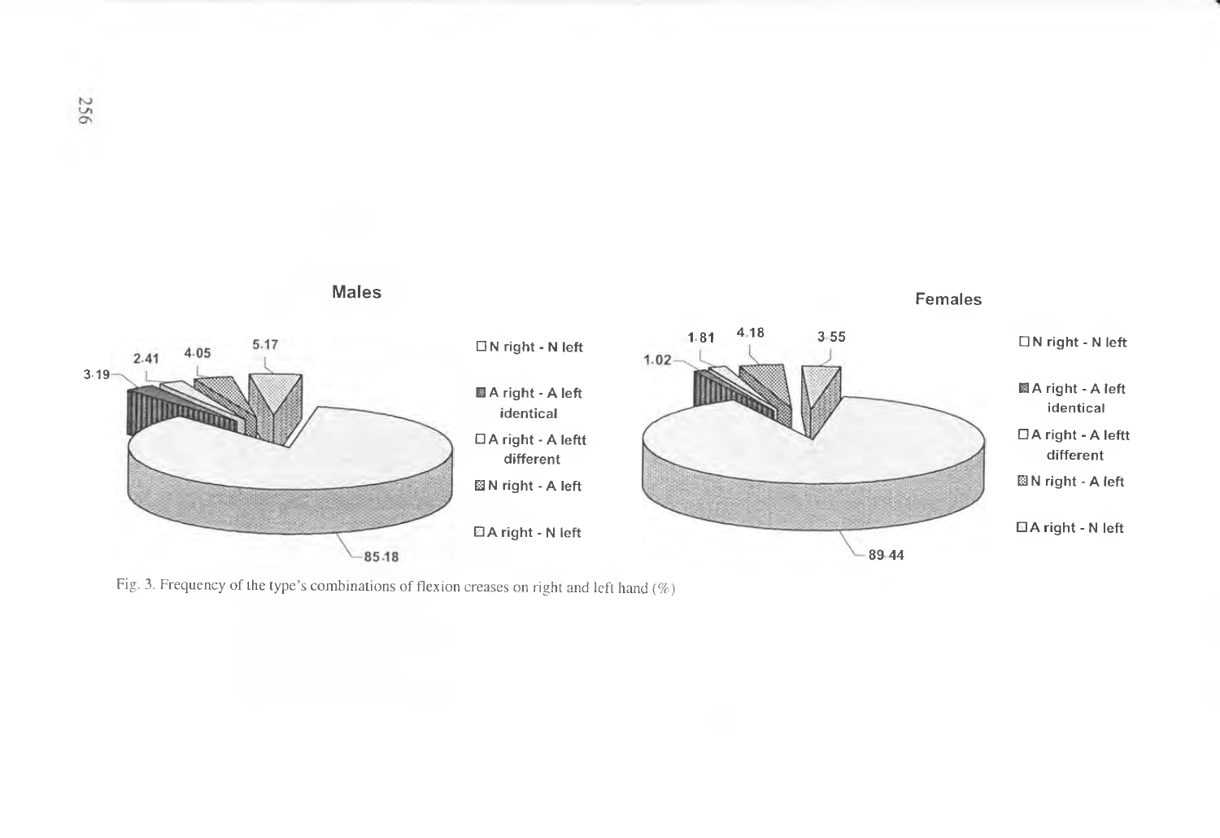**Males**

3.19, 2.41, 4.05, 5.17, 85.18

**Females**

1.02, 1.81, 4.18, 3.55, 89.44

- N right - N left
- A right - A left identical
- A right - A leftt different
- N right - A left
- A right - N left

Fig. 3. Frequency of the type's combinations of flexion creases on right and left hand (%)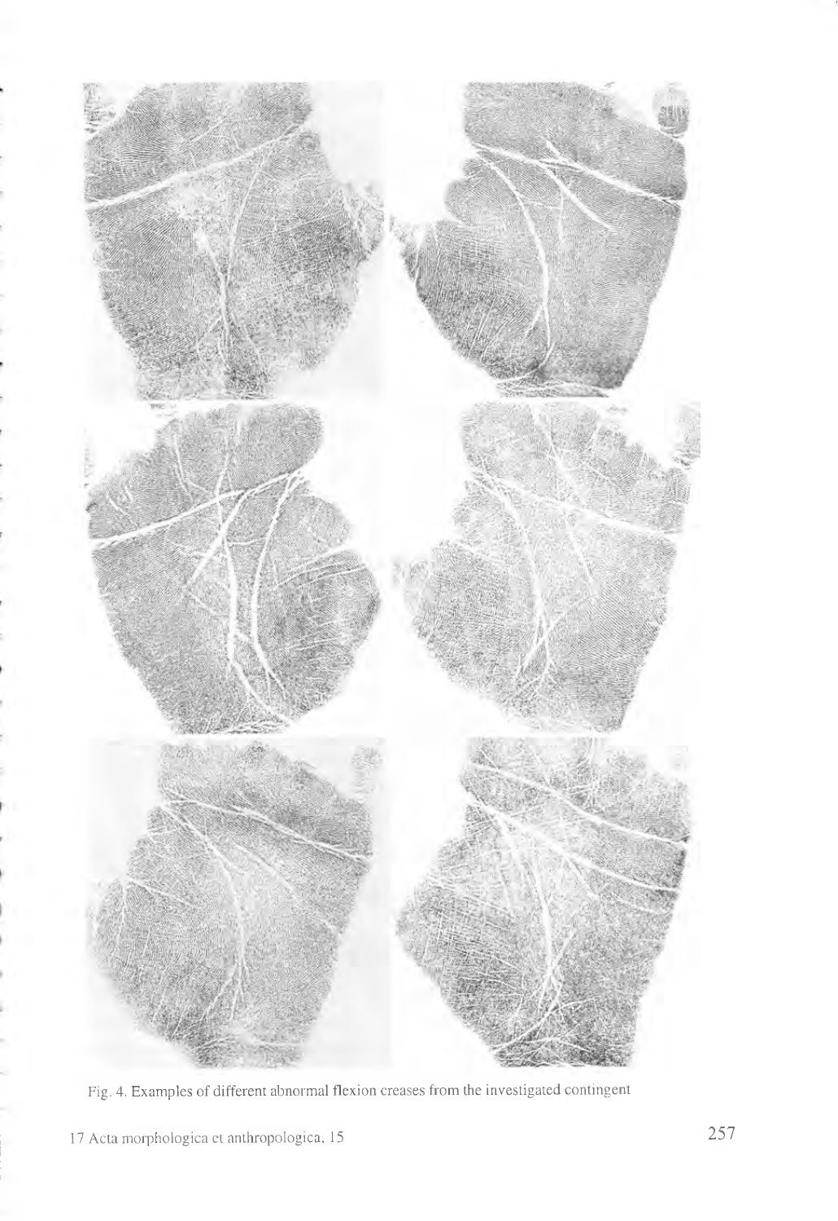Fig. 4. Examples of different abnormal flexion creases from the investigated contingent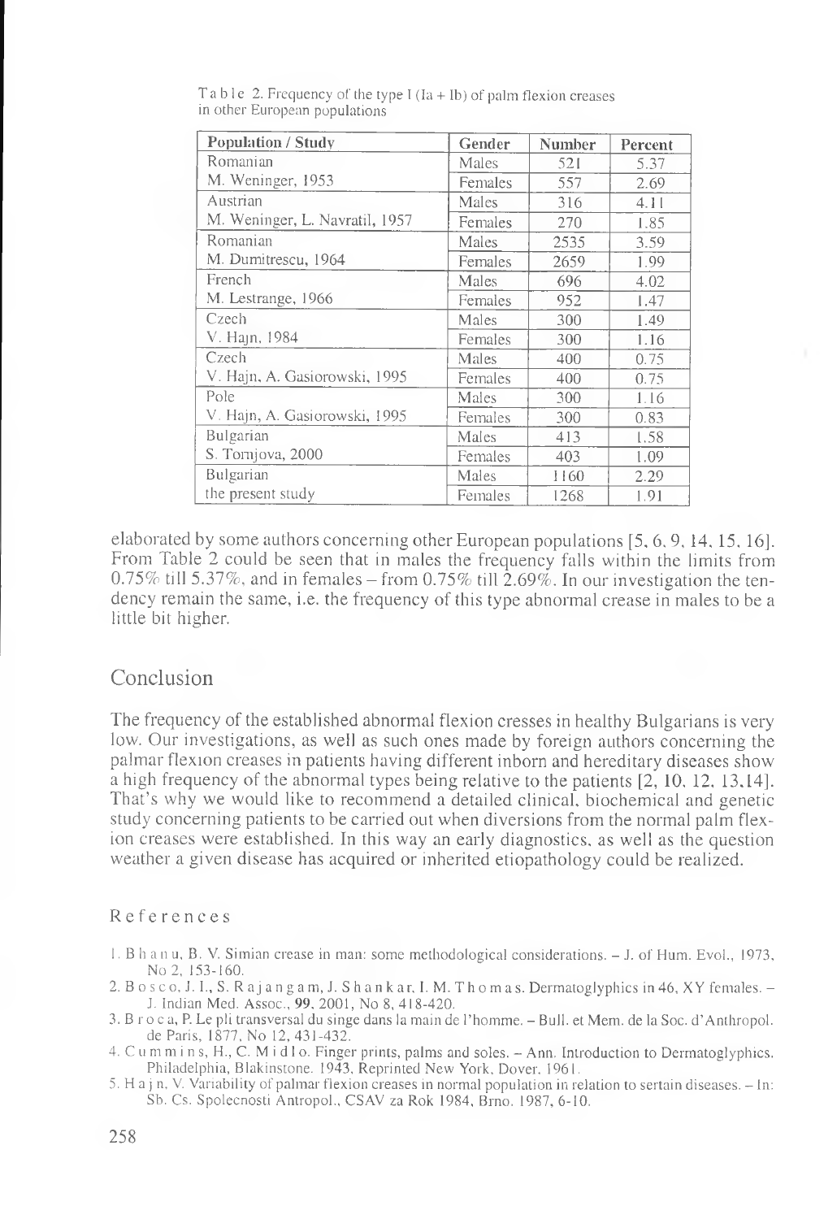Table 2. Frequency of the type I (Ia + Ib) of palm flexion creases in other European populations

| Population / Study | Gender | Number | Percent |
|---|---|---|---|
| Romanian | Males | 521 | 5.37 |
| M. Weninger, 1953 | Females | 557 | 2.69 |
| Austrian | Males | 316 | 4.11 |
| M. Weninger, L. Navratil, 1957 | Females | 270 | 1.85 |
| Romanian | Males | 2535 | 3.59 |
| M. Dumitrescu, 1964 | Females | 2659 | 1.99 |
| French | Males | 696 | 4.02 |
| M. Lestrange, 1966 | Females | 952 | 1.47 |
| Czech | Males | 300 | 1.49 |
| V. Hajn, 1984 | Females | 300 | 1.16 |
| Czech | Males | 400 | 0.75 |
| V. Hajn, A. Gasiorowski, 1995 | Females | 400 | 0.75 |
| Pole | Males | 300 | 1.16 |
| V. Hajn, A. Gasiorowski, 1995 | Females | 300 | 0.83 |
| Bulgarian | Males | 413 | 1.58 |
| S. Tornjova, 2000 | Females | 403 | 1.09 |
| Bulgarian | Males | 1160 | 2.29 |
| the present study | Females | 1268 | 1.91 |

elaborated by some authors concerning other European populations [5, 6, 9, 14, 15, 16]. From Table 2 could be seen that in males the frequency falls within the limits from 0.75% till 5.37%, and in females – from 0.75% till 2.69%. In our investigation the tendency remain the same, i.e. the frequency of this type abnormal crease in males to be a little bit higher.

## Conclusion

The frequency of the established abnormal flexion cresses in healthy Bulgarians is very low. Our investigations, as well as such ones made by foreign authors concerning the palmar flexion creases in patients having different inborn and hereditary diseases show a high frequency of the abnormal types being relative to the patients [2, 10, 12, 13,14]. That's why we would like to recommend a detailed clinical, biochemical and genetic study concerning patients to be carried out when diversions from the normal palm flexion creases were established. In this way an early diagnostics, as well as the question weather a given disease has acquired or inherited etiopathology could be realized.

## References

1. Bhanu, B. V. Simian crease in man: some methodological considerations. – J. of Hum. Evol., 1973, No 2, 153-160.
2. Bosco, J. I., S. Rajangam, J. Shankar, I. M. Thomas. Dermatoglyphics in 46, XY females. – J. Indian Med. Assoc., **99**, 2001, No 8, 418-420.
3. Broca, P. Le pli transversal du singe dans la main de l'homme. – Bull. et Mem. de la Soc. d'Anthropol. de Paris, 1877, No 12, 431-432.
4. Cummins, H., C. Midlo. Finger prints, palms and soles. – Ann. Introduction to Dermatoglyphics. Philadelphia, Blakinstone. 1943, Reprinted New York, Dover, 1961.
5. Hajn, V. Variability of palmar flexion creases in normal population in relation to sertain diseases. – In: Sb. Cs. Spolecnosti Antropol., CSAV za Rok 1984, Brno. 1987, 6-10.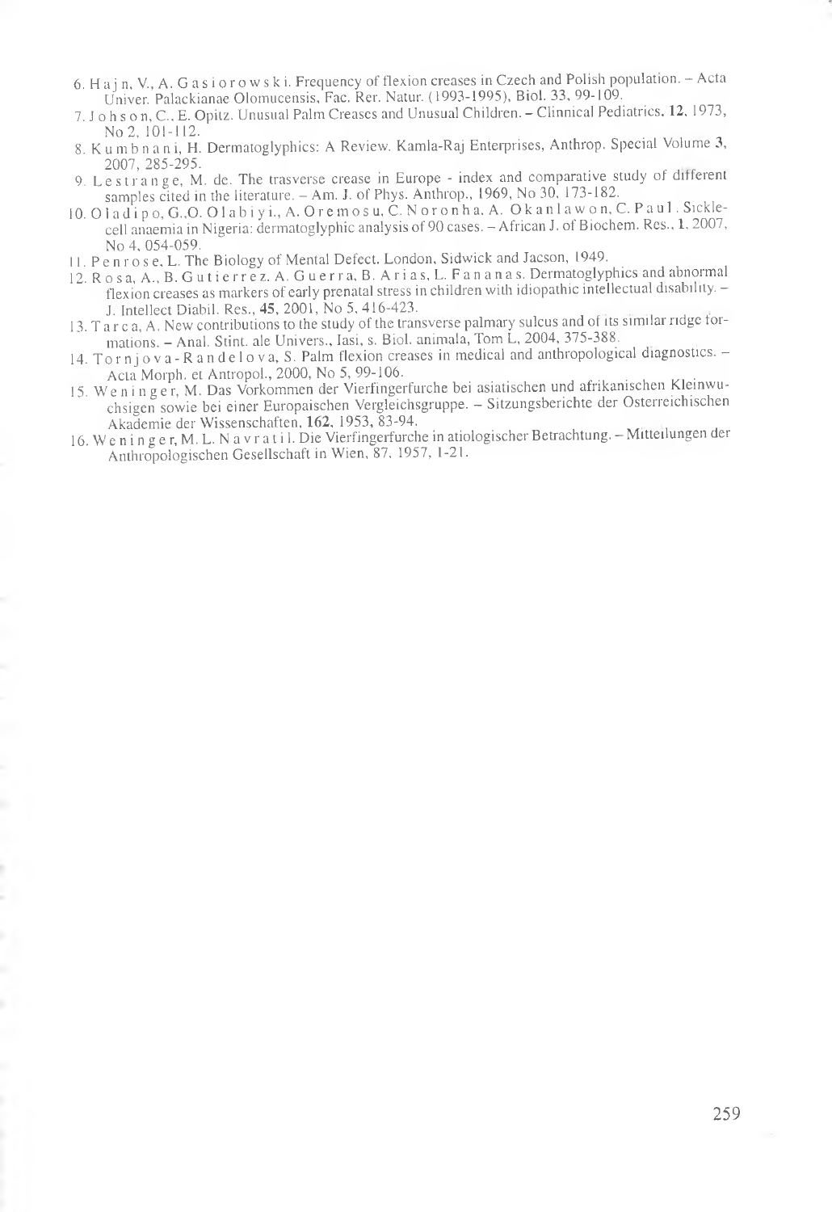6. Hajn, V., A. Gasiorowski. Frequency of flexion creases in Czech and Polish population. – Acta Univer. Palackianae Olomucensis, Fac. Rer. Natur. (1993-1995), Biol. 33, 99-109.

7. Johson, C., E. Opitz. Unusual Palm Creases and Unusual Children. – Clinnical Pediatrics, **12**, 1973, No 2, 101-112.

8. Kumbnani, H. Dermatoglyphics: A Review. Kamla-Raj Enterprises, Anthrop. Special Volume **3**, 2007, 285-295.

9. Lestrange, M. de. The trasverse crease in Europe - index and comparative study of different samples cited in the literature. – Am. J. of Phys. Anthrop., 1969, No 30, 173-182.

10. Oladipo, G.,O. Olabiyi., A. Oremosu, C. Noronha. A. Okanlawon, C. Paul. Sickle-cell anaemia in Nigeria: dermatoglyphic analysis of 90 cases. – African J. of Biochem. Res., **1**, 2007, No 4, 054-059.

11. Penrose, L. The Biology of Mental Defect. London, Sidwick and Jacson, 1949.

12. Rosa, A., B. Gutierrez. A. Guerra, B. Arias, L. Fananas. Dermatoglyphics and abnormal flexion creases as markers of early prenatal stress in children with idiopathic intellectual disability. – J. Intellect Diabil. Res., **45**, 2001, No 5, 416-423.

13. Tarca, A. New contributions to the study of the transverse palmary sulcus and of its similar ridge formations. – Anal. Stint. ale Univers., Iasi, s. Biol. animala, Tom L, 2004, 375-388.

14. Tornjova-Randelova, S. Palm flexion creases in medical and anthropological diagnostics. – Acta Morph. et Antropol., 2000, No 5, 99-106.

15. Weninger, M. Das Vorkommen der Vierfingerfurche bei asiatischen und afrikanischen Kleinwuchsigen sowie bei einer Europaischen Vergleichsgruppe. – Sitzungsberichte der Osterreichischen Akademie der Wissenschaften, **162**, 1953, 83-94.

16. Weninger, M. L. Navratil. Die Vierfingerfurche in atiologischer Betrachtung. – Mitteilungen der Anthropologischen Gesellschaft in Wien, 87, 1957, 1-21.